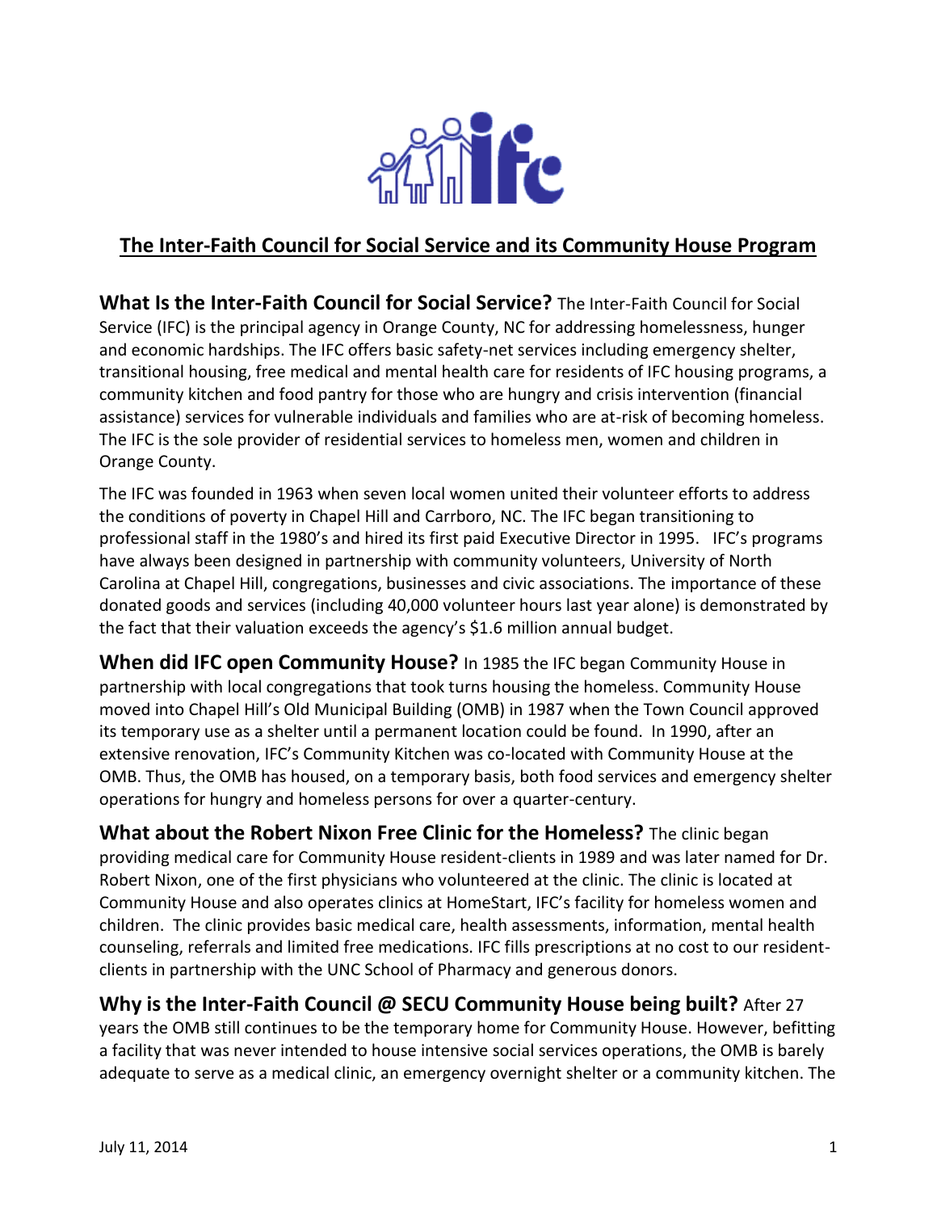# The Inter-Faith Council for Social Service and its Community House Program

**What Is the Inter-Faith Council for Social Service?** The Inter-Faith Council for Social Service (IFC) is the principal agency in Orange County, NC for addressing homelessness, hunger and economic hardships. The IFC offers basic safety-net services including emergency shelter, transitional housing, free medical and mental health care for residents of IFC housing programs, a community kitchen and food pantry for those who are hungry and crisis intervention (financial assistance) services for vulnerable individuals and families who are at-risk of becoming homeless. The IFC is the sole provider of residential services to homeless men, women and children in Orange County.

The IFC was founded in 1963 when seven local women united their volunteer efforts to address the conditions of poverty in Chapel Hill and Carrboro, NC. The IFC began transitioning to professional staff in the 1980's and hired its first paid Executive Director in 1995. IFC's programs have always been designed in partnership with community volunteers, University of North Carolina at Chapel Hill, congregations, businesses and civic associations. The importance of these donated goods and services (including 40,000 volunteer hours last year alone) is demonstrated by the fact that their valuation exceeds the agency's $1.6 million annual budget.

**When did IFC open Community House?** In 1985 the IFC began Community House in partnership with local congregations that took turns housing the homeless. Community House moved into Chapel Hill's Old Municipal Building (OMB) in 1987 when the Town Council approved its temporary use as a shelter until a permanent location could be found. In 1990, after an extensive renovation, IFC's Community Kitchen was co-located with Community House at the OMB. Thus, the OMB has housed, on a temporary basis, both food services and emergency shelter operations for hungry and homeless persons for over a quarter-century.

**What about the Robert Nixon Free Clinic for the Homeless?** The clinic began providing medical care for Community House resident-clients in 1989 and was later named for Dr. Robert Nixon, one of the first physicians who volunteered at the clinic. The clinic is located at Community House and also operates clinics at HomeStart, IFC's facility for homeless women and children. The clinic provides basic medical care, health assessments, information, mental health counseling, referrals and limited free medications. IFC fills prescriptions at no cost to our resident-clients in partnership with the UNC School of Pharmacy and generous donors.

**Why is the Inter-Faith Council @ SECU Community House being built?** After 27 years the OMB still continues to be the temporary home for Community House. However, befitting a facility that was never intended to house intensive social services operations, the OMB is barely adequate to serve as a medical clinic, an emergency overnight shelter or a community kitchen. The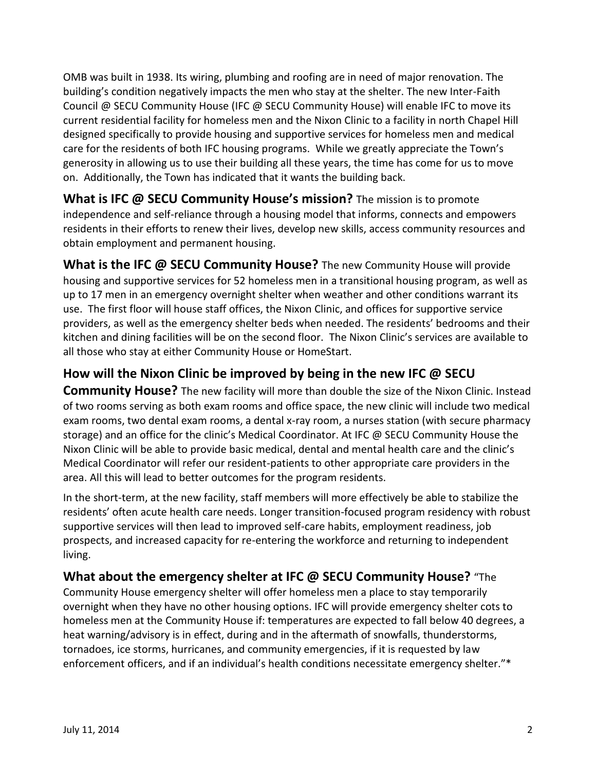OMB was built in 1938. Its wiring, plumbing and roofing are in need of major renovation. The building's condition negatively impacts the men who stay at the shelter. The new Inter-Faith Council @ SECU Community House (IFC @ SECU Community House) will enable IFC to move its current residential facility for homeless men and the Nixon Clinic to a facility in north Chapel Hill designed specifically to provide housing and supportive services for homeless men and medical care for the residents of both IFC housing programs. While we greatly appreciate the Town's generosity in allowing us to use their building all these years, the time has come for us to move on. Additionally, the Town has indicated that it wants the building back.

**What is IFC @ SECU Community House's mission?** The mission is to promote independence and self-reliance through a housing model that informs, connects and empowers residents in their efforts to renew their lives, develop new skills, access community resources and obtain employment and permanent housing.

**What is the IFC @ SECU Community House?** The new Community House will provide housing and supportive services for 52 homeless men in a transitional housing program, as well as up to 17 men in an emergency overnight shelter when weather and other conditions warrant its use. The first floor will house staff offices, the Nixon Clinic, and offices for supportive service providers, as well as the emergency shelter beds when needed. The residents' bedrooms and their kitchen and dining facilities will be on the second floor. The Nixon Clinic's services are available to all those who stay at either Community House or HomeStart.

**How will the Nixon Clinic be improved by being in the new IFC @ SECU Community House?** The new facility will more than double the size of the Nixon Clinic. Instead of two rooms serving as both exam rooms and office space, the new clinic will include two medical exam rooms, two dental exam rooms, a dental x-ray room, a nurses station (with secure pharmacy storage) and an office for the clinic's Medical Coordinator. At IFC @ SECU Community House the Nixon Clinic will be able to provide basic medical, dental and mental health care and the clinic's Medical Coordinator will refer our resident-patients to other appropriate care providers in the area. All this will lead to better outcomes for the program residents.

In the short-term, at the new facility, staff members will more effectively be able to stabilize the residents' often acute health care needs. Longer transition-focused program residency with robust supportive services will then lead to improved self-care habits, employment readiness, job prospects, and increased capacity for re-entering the workforce and returning to independent living.

**What about the emergency shelter at IFC @ SECU Community House?** "The Community House emergency shelter will offer homeless men a place to stay temporarily overnight when they have no other housing options. IFC will provide emergency shelter cots to homeless men at the Community House if: temperatures are expected to fall below 40 degrees, a heat warning/advisory is in effect, during and in the aftermath of snowfalls, thunderstorms, tornadoes, ice storms, hurricanes, and community emergencies, if it is requested by law enforcement officers, and if an individual's health conditions necessitate emergency shelter."*

July 11, 2014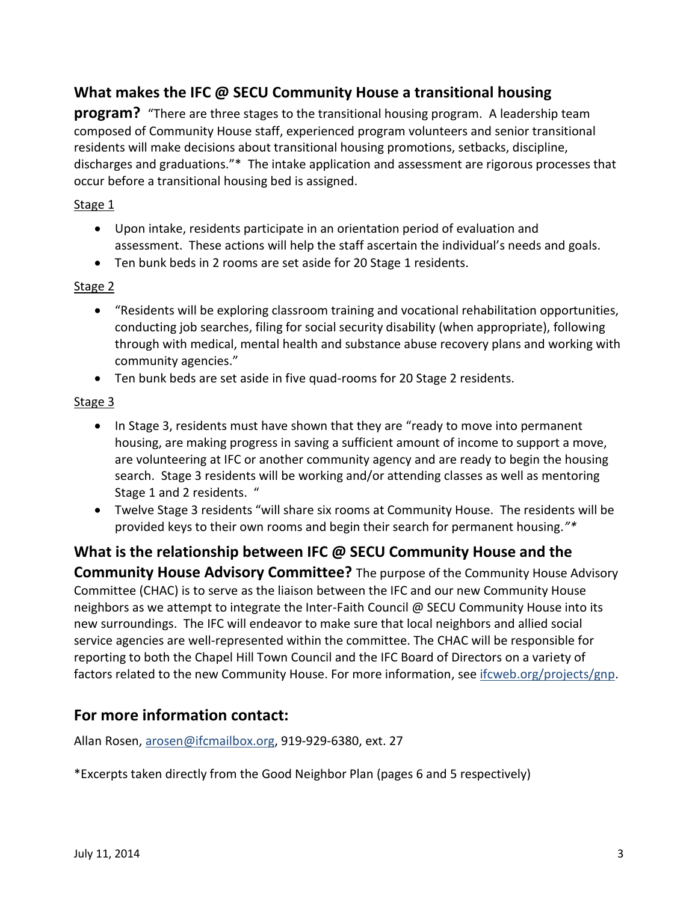**What makes the IFC @ SECU Community House a transitional housing program?** "There are three stages to the transitional housing program. A leadership team composed of Community House staff, experienced program volunteers and senior transitional residents will make decisions about transitional housing promotions, setbacks, discipline, discharges and graduations."* The intake application and assessment are rigorous processes that occur before a transitional housing bed is assigned.

Stage 1

- Upon intake, residents participate in an orientation period of evaluation and assessment. These actions will help the staff ascertain the individual's needs and goals.
- Ten bunk beds in 2 rooms are set aside for 20 Stage 1 residents.

Stage 2

- "Residents will be exploring classroom training and vocational rehabilitation opportunities, conducting job searches, filing for social security disability (when appropriate), following through with medical, mental health and substance abuse recovery plans and working with community agencies."
- Ten bunk beds are set aside in five quad-rooms for 20 Stage 2 residents.

Stage 3

- In Stage 3, residents must have shown that they are "ready to move into permanent housing, are making progress in saving a sufficient amount of income to support a move, are volunteering at IFC or another community agency and are ready to begin the housing search. Stage 3 residents will be working and/or attending classes as well as mentoring Stage 1 and 2 residents. "
- Twelve Stage 3 residents "will share six rooms at Community House. The residents will be provided keys to their own rooms and begin their search for permanent housing."*

**What is the relationship between IFC @ SECU Community House and the Community House Advisory Committee?** The purpose of the Community House Advisory Committee (CHAC) is to serve as the liaison between the IFC and our new Community House neighbors as we attempt to integrate the Inter-Faith Council @ SECU Community House into its new surroundings. The IFC will endeavor to make sure that local neighbors and allied social service agencies are well-represented within the committee. The CHAC will be responsible for reporting to both the Chapel Hill Town Council and the IFC Board of Directors on a variety of factors related to the new Community House. For more information, see ifcweb.org/projects/gnp.

## For more information contact:

Allan Rosen, arosen@ifcmailbox.org, 919-929-6380, ext. 27

*Excerpts taken directly from the Good Neighbor Plan (pages 6 and 5 respectively)

July 11, 2014